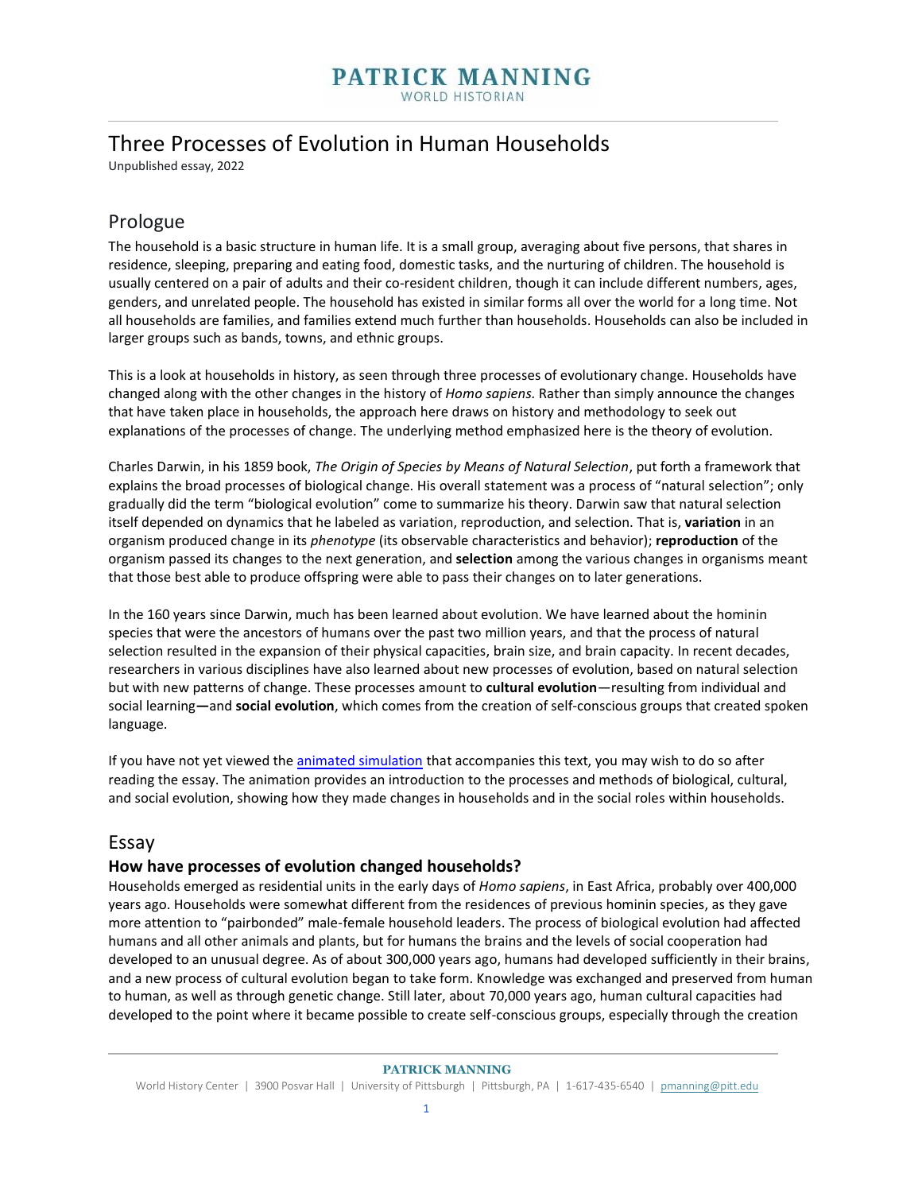# Three Processes of Evolution in Human Households

Unpublished essay, 2022

## Prologue

The household is a basic structure in human life. It is a small group, averaging about five persons, that shares in residence, sleeping, preparing and eating food, domestic tasks, and the nurturing of children. The household is usually centered on a pair of adults and their co-resident children, though it can include different numbers, ages, genders, and unrelated people. The household has existed in similar forms all over the world for a long time. Not all households are families, and families extend much further than households. Households can also be included in larger groups such as bands, towns, and ethnic groups.

This is a look at households in history, as seen through three processes of evolutionary change. Households have changed along with the other changes in the history of *Homo sapiens.* Rather than simply announce the changes that have taken place in households, the approach here draws on history and methodology to seek out explanations of the processes of change. The underlying method emphasized here is the theory of evolution.

Charles Darwin, in his 1859 book, *The Origin of Species by Means of Natural Selection*, put forth a framework that explains the broad processes of biological change. His overall statement was a process of "natural selection"; only gradually did the term "biological evolution" come to summarize his theory. Darwin saw that natural selection itself depended on dynamics that he labeled as variation, reproduction, and selection. That is, **variation** in an organism produced change in its *phenotype* (its observable characteristics and behavior); **reproduction** of the organism passed its changes to the next generation, and **selection** among the various changes in organisms meant that those best able to produce offspring were able to pass their changes on to later generations.

In the 160 years since Darwin, much has been learned about evolution. We have learned about the hominin species that were the ancestors of humans over the past two million years, and that the process of natural selection resulted in the expansion of their physical capacities, brain size, and brain capacity. In recent decades, researchers in various disciplines have also learned about new processes of evolution, based on natural selection but with new patterns of change. These processes amount to **cultural evolution**—resulting from individual and social learning**—**and **social evolution**, which comes from the creation of self-conscious groups that created spoken language.

If you have not yet viewed the animated simulation that accompanies this text, you may wish to do so after reading the essay. The animation provides an introduction to the processes and methods of biological, cultural, and social evolution, showing how they made changes in households and in the social roles within households.

## Essay

### How have processes of evolution changed households?

Households emerged as residential units in the early days of *Homo sapiens*, in East Africa, probably over 400,000 years ago. Households were somewhat different from the residences of previous hominin species, as they gave more attention to "pairbonded" male-female household leaders. The process of biological evolution had affected humans and all other animals and plants, but for humans the brains and the levels of social cooperation had developed to an unusual degree. As of about 300,000 years ago, humans had developed sufficiently in their brains, and a new process of cultural evolution began to take form. Knowledge was exchanged and preserved from human to human, as well as through genetic change. Still later, about 70,000 years ago, human cultural capacities had developed to the point where it became possible to create self-conscious groups, especially through the creation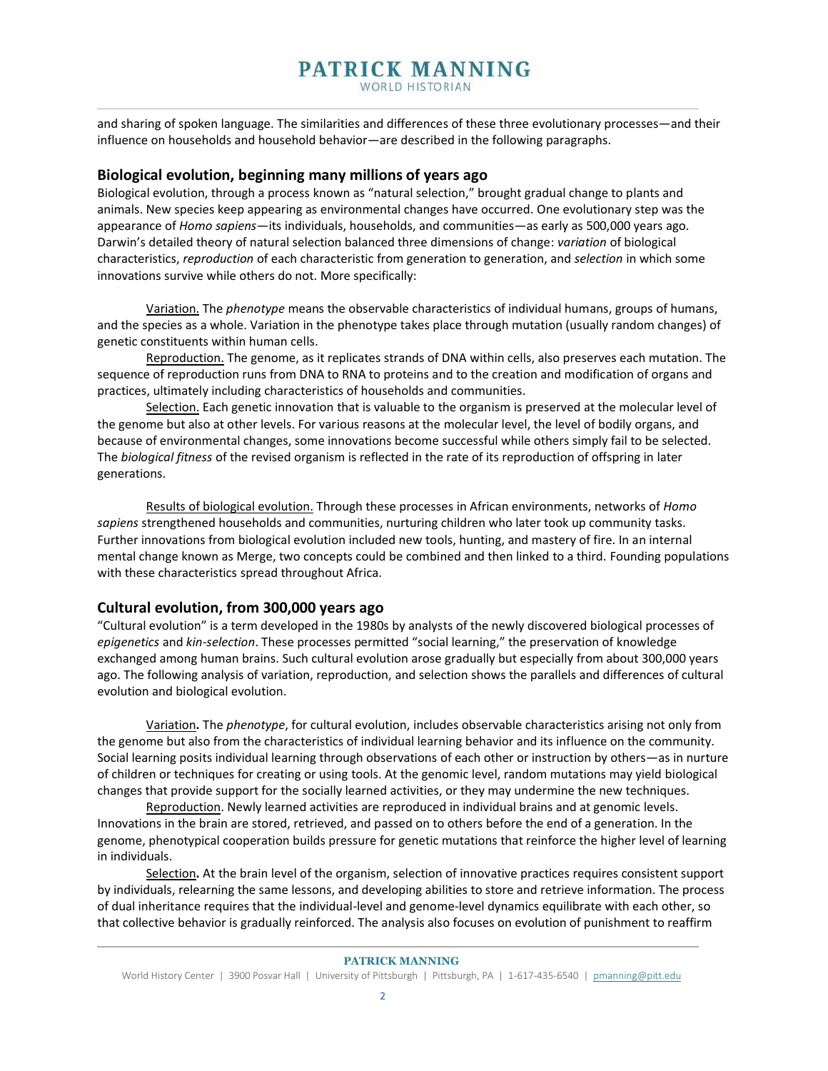and sharing of spoken language. The similarities and differences of these three evolutionary processes—and their influence on households and household behavior—are described in the following paragraphs.

## Biological evolution, beginning many millions of years ago

Biological evolution, through a process known as "natural selection," brought gradual change to plants and animals. New species keep appearing as environmental changes have occurred. One evolutionary step was the appearance of *Homo sapiens*—its individuals, households, and communities—as early as 500,000 years ago. Darwin's detailed theory of natural selection balanced three dimensions of change: *variation* of biological characteristics, *reproduction* of each characteristic from generation to generation, and *selection* in which some innovations survive while others do not. More specifically:

Variation. The *phenotype* means the observable characteristics of individual humans, groups of humans, and the species as a whole. Variation in the phenotype takes place through mutation (usually random changes) of genetic constituents within human cells.

Reproduction. The genome, as it replicates strands of DNA within cells, also preserves each mutation. The sequence of reproduction runs from DNA to RNA to proteins and to the creation and modification of organs and practices, ultimately including characteristics of households and communities.

Selection. Each genetic innovation that is valuable to the organism is preserved at the molecular level of the genome but also at other levels. For various reasons at the molecular level, the level of bodily organs, and because of environmental changes, some innovations become successful while others simply fail to be selected. The *biological fitness* of the revised organism is reflected in the rate of its reproduction of offspring in later generations.

Results of biological evolution. Through these processes in African environments, networks of *Homo sapiens* strengthened households and communities, nurturing children who later took up community tasks. Further innovations from biological evolution included new tools, hunting, and mastery of fire. In an internal mental change known as Merge, two concepts could be combined and then linked to a third. Founding populations with these characteristics spread throughout Africa.

## Cultural evolution, from 300,000 years ago

"Cultural evolution" is a term developed in the 1980s by analysts of the newly discovered biological processes of *epigenetics* and *kin-selection*. These processes permitted "social learning," the preservation of knowledge exchanged among human brains. Such cultural evolution arose gradually but especially from about 300,000 years ago. The following analysis of variation, reproduction, and selection shows the parallels and differences of cultural evolution and biological evolution.

Variation**.** The *phenotype*, for cultural evolution, includes observable characteristics arising not only from the genome but also from the characteristics of individual learning behavior and its influence on the community. Social learning posits individual learning through observations of each other or instruction by others—as in nurture of children or techniques for creating or using tools. At the genomic level, random mutations may yield biological changes that provide support for the socially learned activities, or they may undermine the new techniques.

Reproduction. Newly learned activities are reproduced in individual brains and at genomic levels. Innovations in the brain are stored, retrieved, and passed on to others before the end of a generation. In the genome, phenotypical cooperation builds pressure for genetic mutations that reinforce the higher level of learning in individuals.

Selection**.** At the brain level of the organism, selection of innovative practices requires consistent support by individuals, relearning the same lessons, and developing abilities to store and retrieve information. The process of dual inheritance requires that the individual-level and genome-level dynamics equilibrate with each other, so that collective behavior is gradually reinforced. The analysis also focuses on evolution of punishment to reaffirm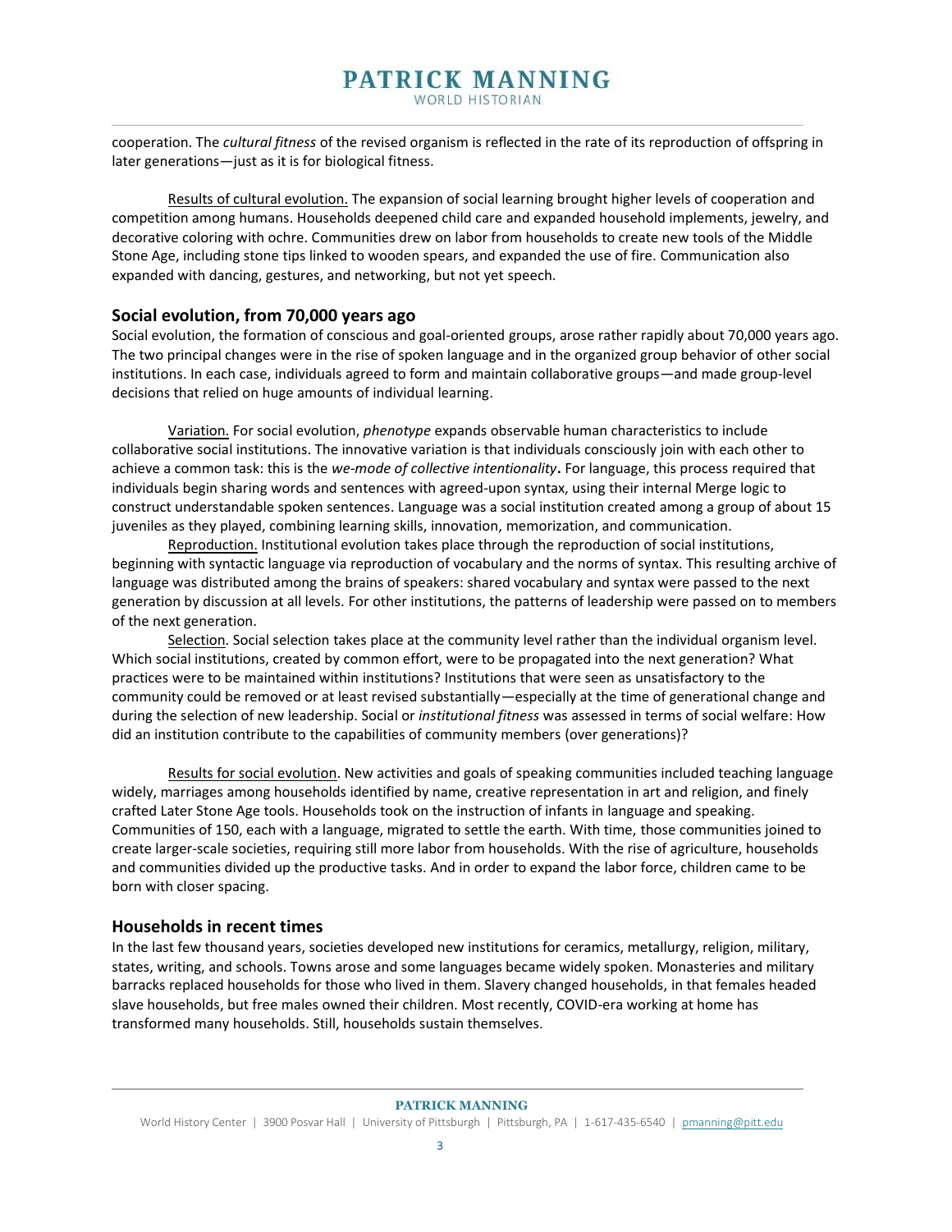cooperation. The *cultural fitness* of the revised organism is reflected in the rate of its reproduction of offspring in later generations—just as it is for biological fitness.

Results of cultural evolution. The expansion of social learning brought higher levels of cooperation and competition among humans. Households deepened child care and expanded household implements, jewelry, and decorative coloring with ochre. Communities drew on labor from households to create new tools of the Middle Stone Age, including stone tips linked to wooden spears, and expanded the use of fire. Communication also expanded with dancing, gestures, and networking, but not yet speech.

## Social evolution, from 70,000 years ago

Social evolution, the formation of conscious and goal-oriented groups, arose rather rapidly about 70,000 years ago. The two principal changes were in the rise of spoken language and in the organized group behavior of other social institutions. In each case, individuals agreed to form and maintain collaborative groups—and made group-level decisions that relied on huge amounts of individual learning.

Variation. For social evolution, *phenotype* expands observable human characteristics to include collaborative social institutions. The innovative variation is that individuals consciously join with each other to achieve a common task: this is the *we-mode of collective intentionality***.** For language, this process required that individuals begin sharing words and sentences with agreed-upon syntax, using their internal Merge logic to construct understandable spoken sentences. Language was a social institution created among a group of about 15 juveniles as they played, combining learning skills, innovation, memorization, and communication.

Reproduction. Institutional evolution takes place through the reproduction of social institutions, beginning with syntactic language via reproduction of vocabulary and the norms of syntax. This resulting archive of language was distributed among the brains of speakers: shared vocabulary and syntax were passed to the next generation by discussion at all levels. For other institutions, the patterns of leadership were passed on to members of the next generation.

Selection. Social selection takes place at the community level rather than the individual organism level. Which social institutions, created by common effort, were to be propagated into the next generation? What practices were to be maintained within institutions? Institutions that were seen as unsatisfactory to the community could be removed or at least revised substantially—especially at the time of generational change and during the selection of new leadership. Social or *institutional fitness* was assessed in terms of social welfare: How did an institution contribute to the capabilities of community members (over generations)?

Results for social evolution. New activities and goals of speaking communities included teaching language widely, marriages among households identified by name, creative representation in art and religion, and finely crafted Later Stone Age tools. Households took on the instruction of infants in language and speaking. Communities of 150, each with a language, migrated to settle the earth. With time, those communities joined to create larger-scale societies, requiring still more labor from households. With the rise of agriculture, households and communities divided up the productive tasks. And in order to expand the labor force, children came to be born with closer spacing.

## Households in recent times

In the last few thousand years, societies developed new institutions for ceramics, metallurgy, religion, military, states, writing, and schools. Towns arose and some languages became widely spoken. Monasteries and military barracks replaced households for those who lived in them. Slavery changed households, in that females headed slave households, but free males owned their children. Most recently, COVID-era working at home has transformed many households. Still, households sustain themselves.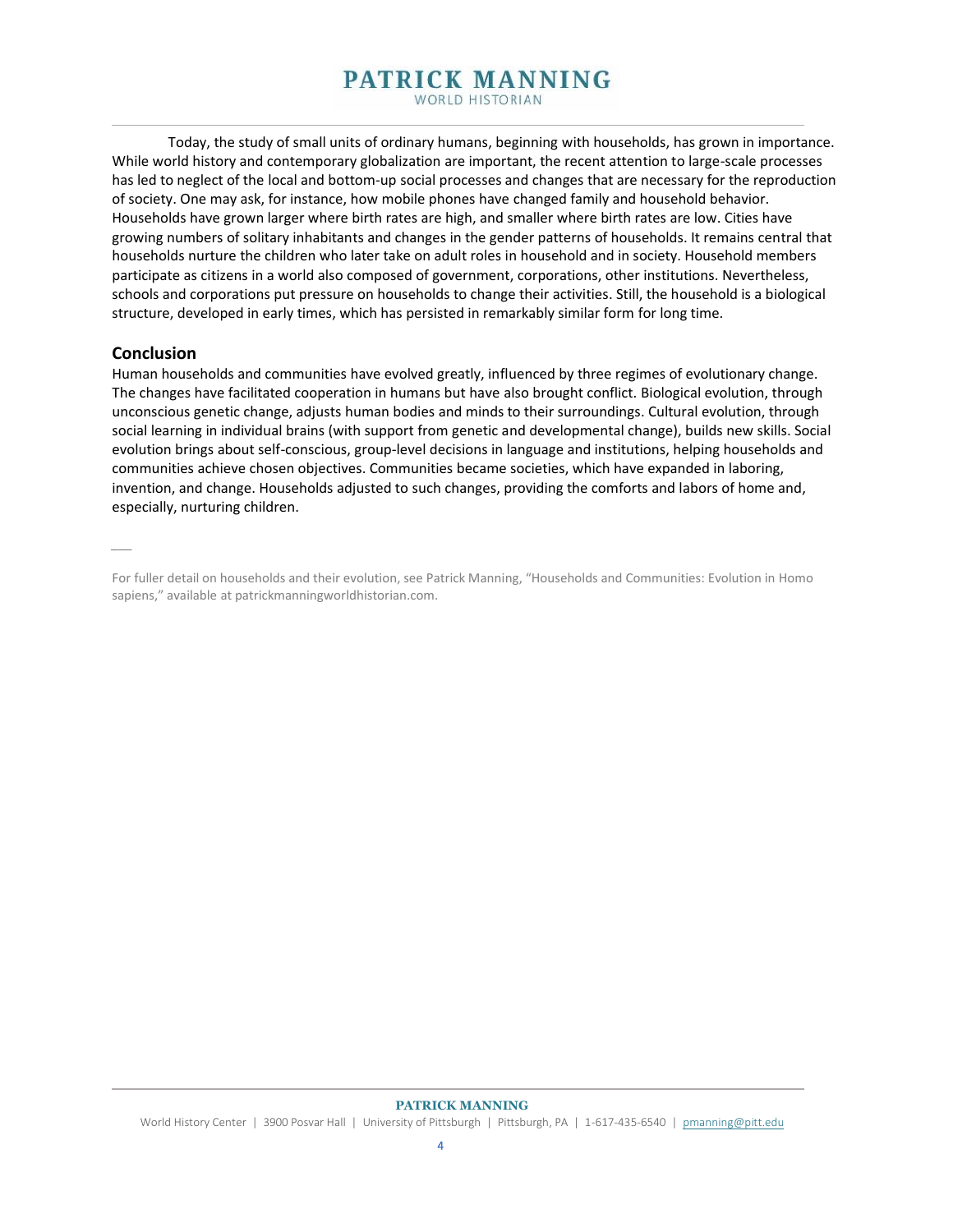Today, the study of small units of ordinary humans, beginning with households, has grown in importance. While world history and contemporary globalization are important, the recent attention to large-scale processes has led to neglect of the local and bottom-up social processes and changes that are necessary for the reproduction of society. One may ask, for instance, how mobile phones have changed family and household behavior. Households have grown larger where birth rates are high, and smaller where birth rates are low. Cities have growing numbers of solitary inhabitants and changes in the gender patterns of households. It remains central that households nurture the children who later take on adult roles in household and in society. Household members participate as citizens in a world also composed of government, corporations, other institutions. Nevertheless, schools and corporations put pressure on households to change their activities. Still, the household is a biological structure, developed in early times, which has persisted in remarkably similar form for long time.

## Conclusion

Human households and communities have evolved greatly, influenced by three regimes of evolutionary change. The changes have facilitated cooperation in humans but have also brought conflict. Biological evolution, through unconscious genetic change, adjusts human bodies and minds to their surroundings. Cultural evolution, through social learning in individual brains (with support from genetic and developmental change), builds new skills. Social evolution brings about self-conscious, group-level decisions in language and institutions, helping households and communities achieve chosen objectives. Communities became societies, which have expanded in laboring, invention, and change. Households adjusted to such changes, providing the comforts and labors of home and, especially, nurturing children.

---

For fuller detail on households and their evolution, see Patrick Manning, "Households and Communities: Evolution in Homo sapiens," available at patrickmanningworldhistorian.com.